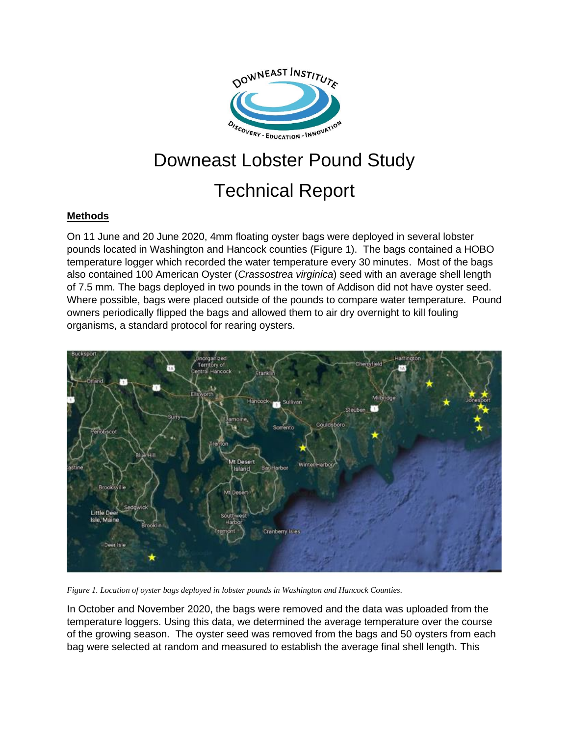# Downeast Lobster Pound Study

# Technical Report

## Methods

On 11 June and 20 June 2020, 4mm floating oyster bags were deployed in several lobster pounds located in Washington and Hancock counties (Figure 1). The bags contained a HOBO temperature logger which recorded the water temperature every 30 minutes. Most of the bags also contained 100 American Oyster (*Crassostrea virginica*) seed with an average shell length of 7.5 mm. The bags deployed in two pounds in the town of Addison did not have oyster seed. Where possible, bags were placed outside of the pounds to compare water temperature. Pound owners periodically flipped the bags and allowed them to air dry overnight to kill fouling organisms, a standard protocol for rearing oysters.

*Figure 1. Location of oyster bags deployed in lobster pounds in Washington and Hancock Counties.*

In October and November 2020, the bags were removed and the data was uploaded from the temperature loggers. Using this data, we determined the average temperature over the course of the growing season. The oyster seed was removed from the bags and 50 oysters from each bag were selected at random and measured to establish the average final shell length. This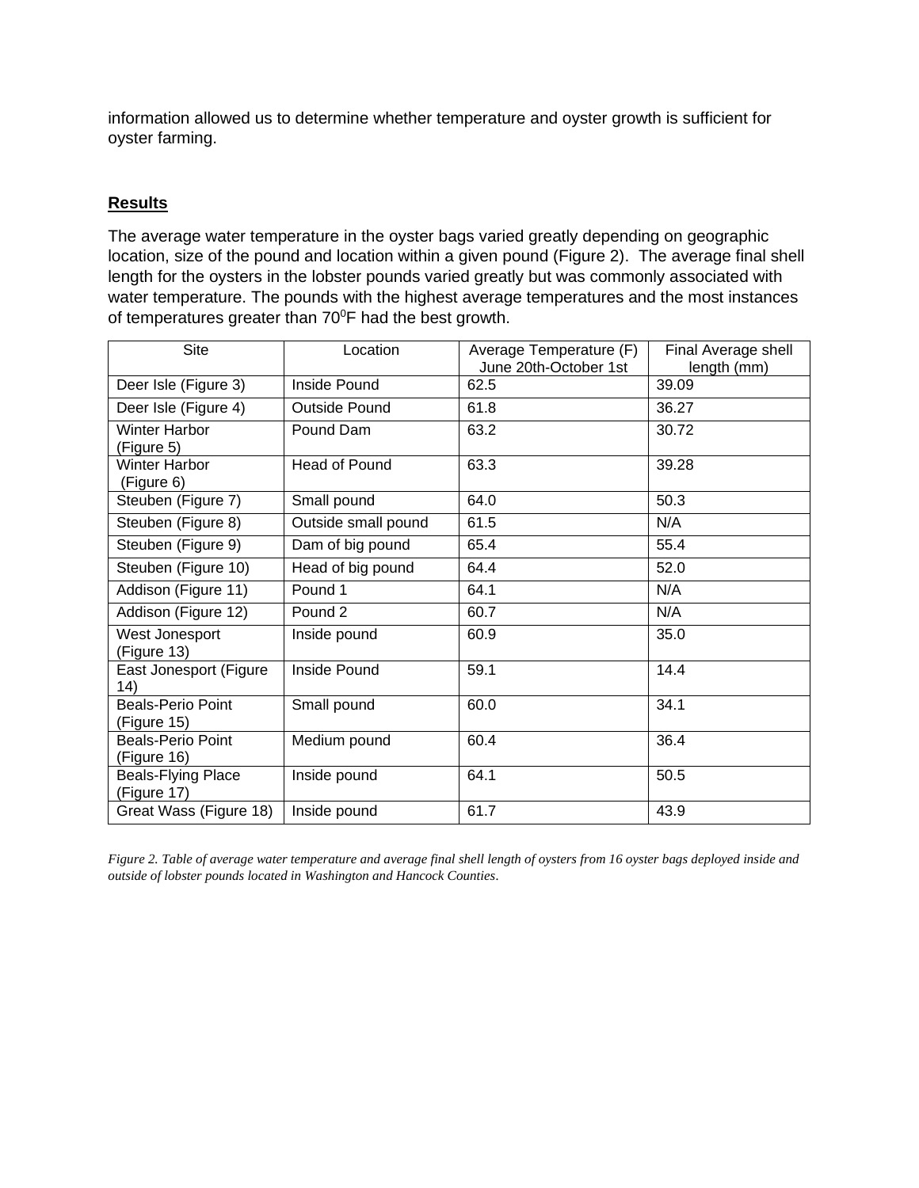information allowed us to determine whether temperature and oyster growth is sufficient for oyster farming.

## Results

The average water temperature in the oyster bags varied greatly depending on geographic location, size of the pound and location within a given pound (Figure 2). The average final shell length for the oysters in the lobster pounds varied greatly but was commonly associated with water temperature. The pounds with the highest average temperatures and the most instances of temperatures greater than $70^0$F had the best growth.

| Site | Location | Average Temperature (F) June 20th-October 1st | Final Average shell length (mm) |
|---|---|---|---|
| Deer Isle (Figure 3) | Inside Pound | 62.5 | 39.09 |
| Deer Isle (Figure 4) | Outside Pound | 61.8 | 36.27 |
| Winter Harbor (Figure 5) | Pound Dam | 63.2 | 30.72 |
| Winter Harbor (Figure 6) | Head of Pound | 63.3 | 39.28 |
| Steuben (Figure 7) | Small pound | 64.0 | 50.3 |
| Steuben (Figure 8) | Outside small pound | 61.5 | N/A |
| Steuben (Figure 9) | Dam of big pound | 65.4 | 55.4 |
| Steuben (Figure 10) | Head of big pound | 64.4 | 52.0 |
| Addison (Figure 11) | Pound 1 | 64.1 | N/A |
| Addison (Figure 12) | Pound 2 | 60.7 | N/A |
| West Jonesport (Figure 13) | Inside pound | 60.9 | 35.0 |
| East Jonesport (Figure 14) | Inside Pound | 59.1 | 14.4 |
| Beals-Perio Point (Figure 15) | Small pound | 60.0 | 34.1 |
| Beals-Perio Point (Figure 16) | Medium pound | 60.4 | 36.4 |
| Beals-Flying Place (Figure 17) | Inside pound | 64.1 | 50.5 |
| Great Wass (Figure 18) | Inside pound | 61.7 | 43.9 |

*Figure 2. Table of average water temperature and average final shell length of oysters from 16 oyster bags deployed inside and outside of lobster pounds located in Washington and Hancock Counties.*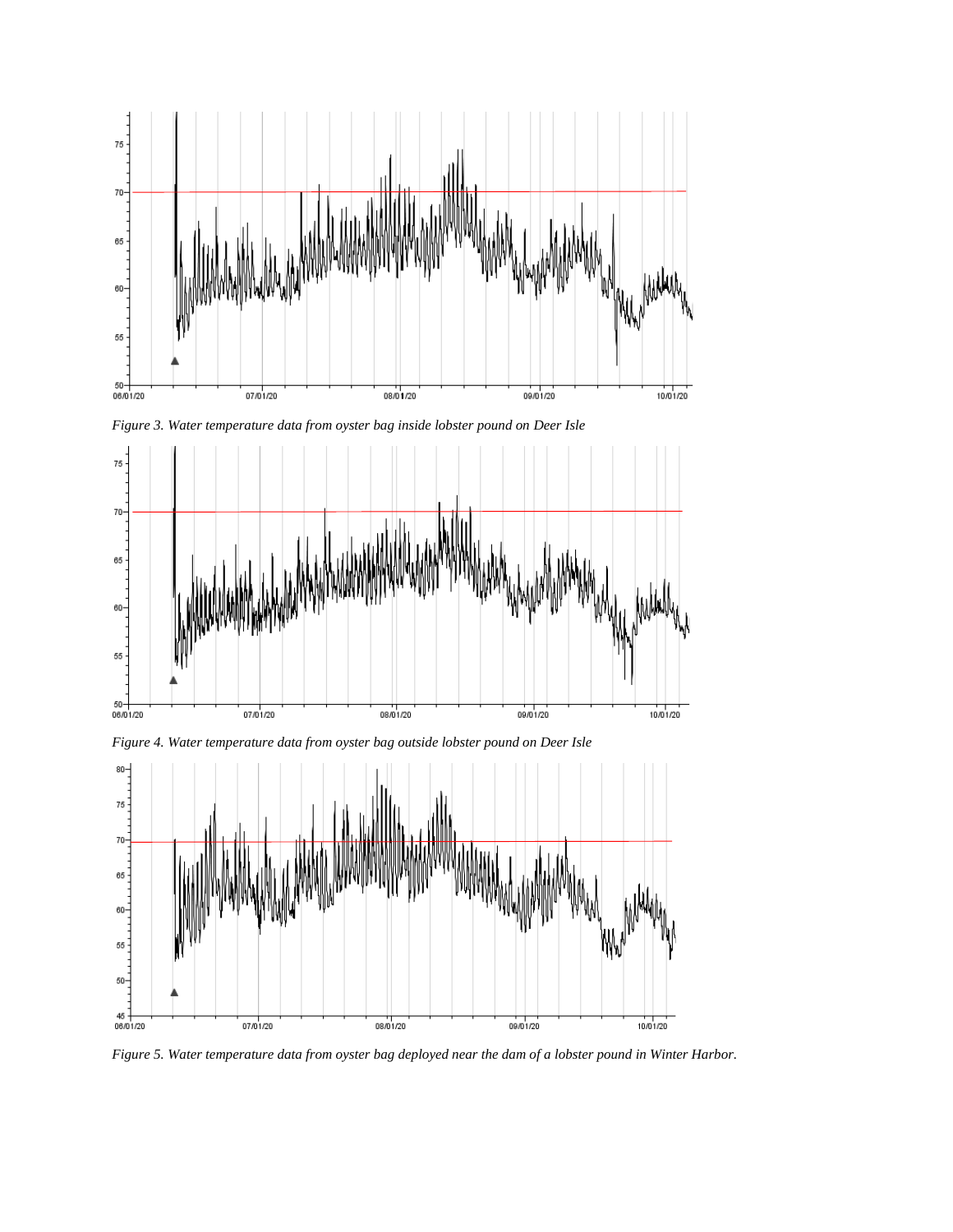*Figure 3. Water temperature data from oyster bag inside lobster pound on Deer Isle*

*Figure 4. Water temperature data from oyster bag outside lobster pound on Deer Isle*

*Figure 5. Water temperature data from oyster bag deployed near the dam of a lobster pound in Winter Harbor.*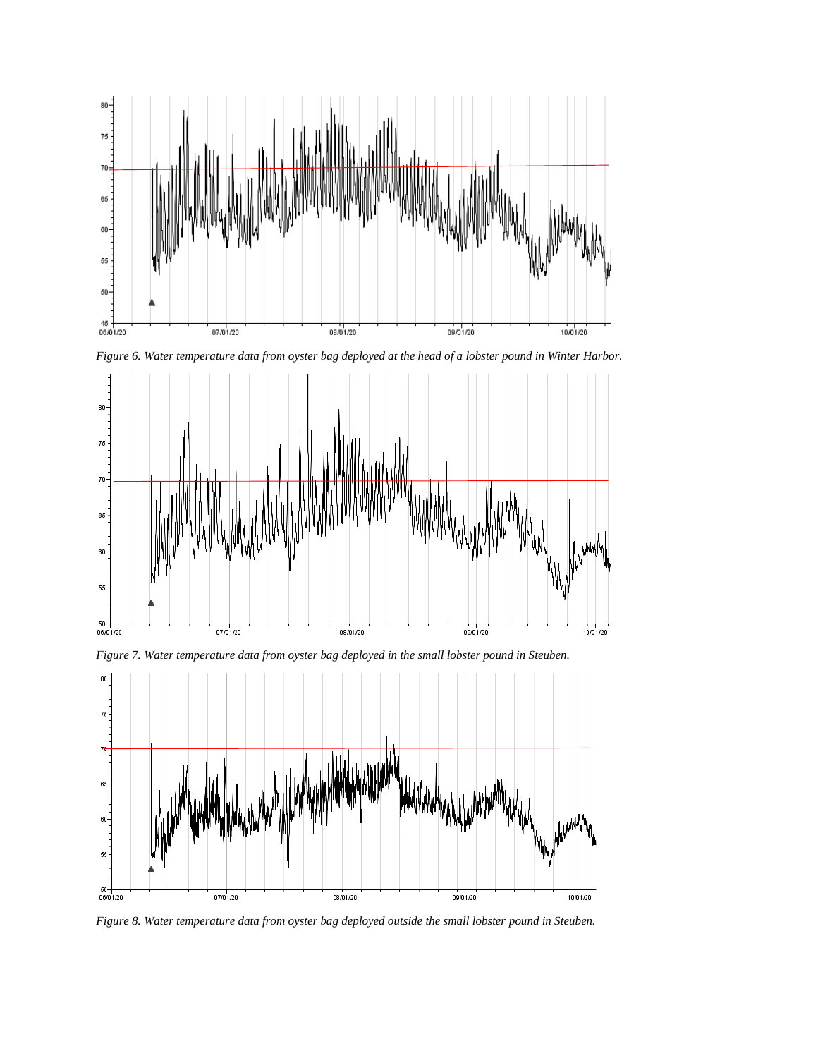*Figure 6. Water temperature data from oyster bag deployed at the head of a lobster pound in Winter Harbor.*

*Figure 7. Water temperature data from oyster bag deployed in the small lobster pound in Steuben.*

*Figure 8. Water temperature data from oyster bag deployed outside the small lobster pound in Steuben.*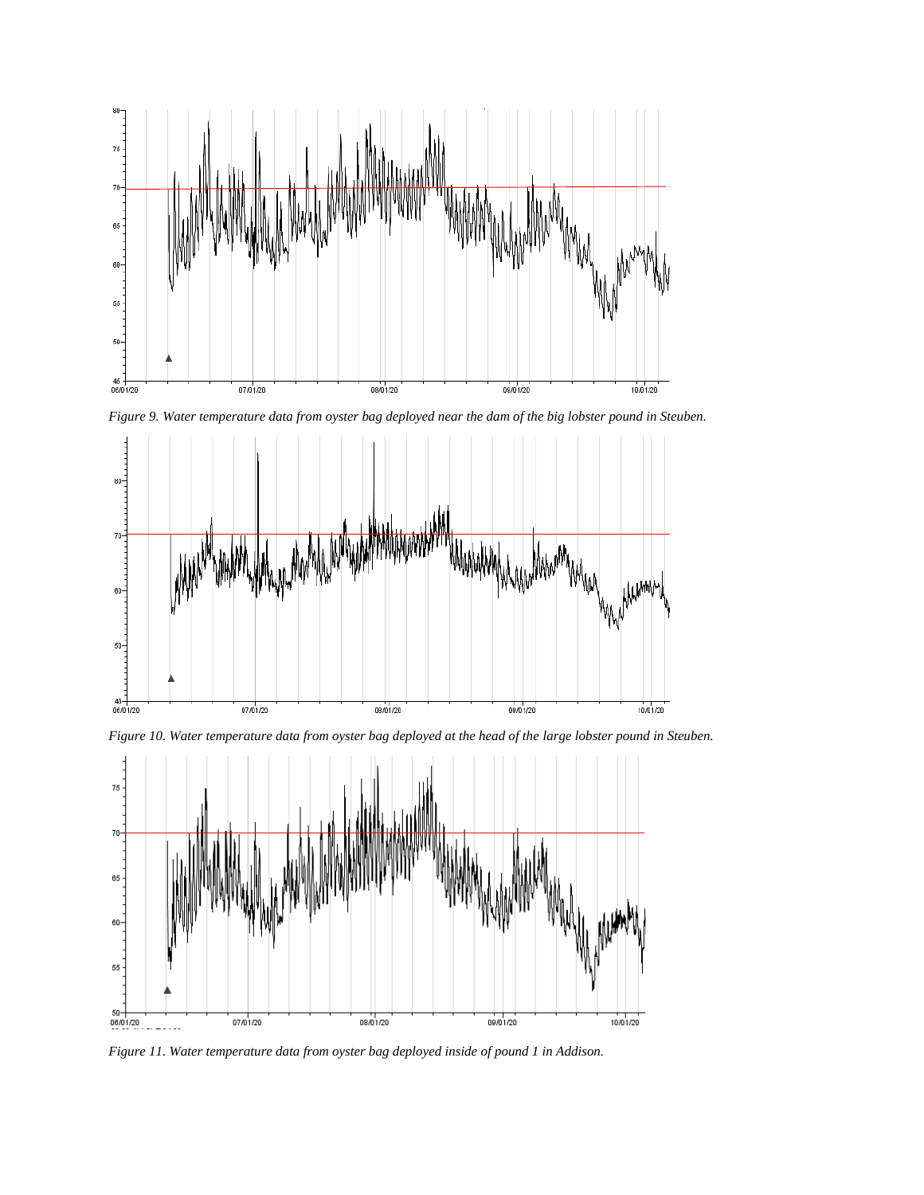*Figure 9. Water temperature data from oyster bag deployed near the dam of the big lobster pound in Steuben.*

*Figure 10. Water temperature data from oyster bag deployed at the head of the large lobster pound in Steuben.*

*Figure 11. Water temperature data from oyster bag deployed inside of pound 1 in Addison.*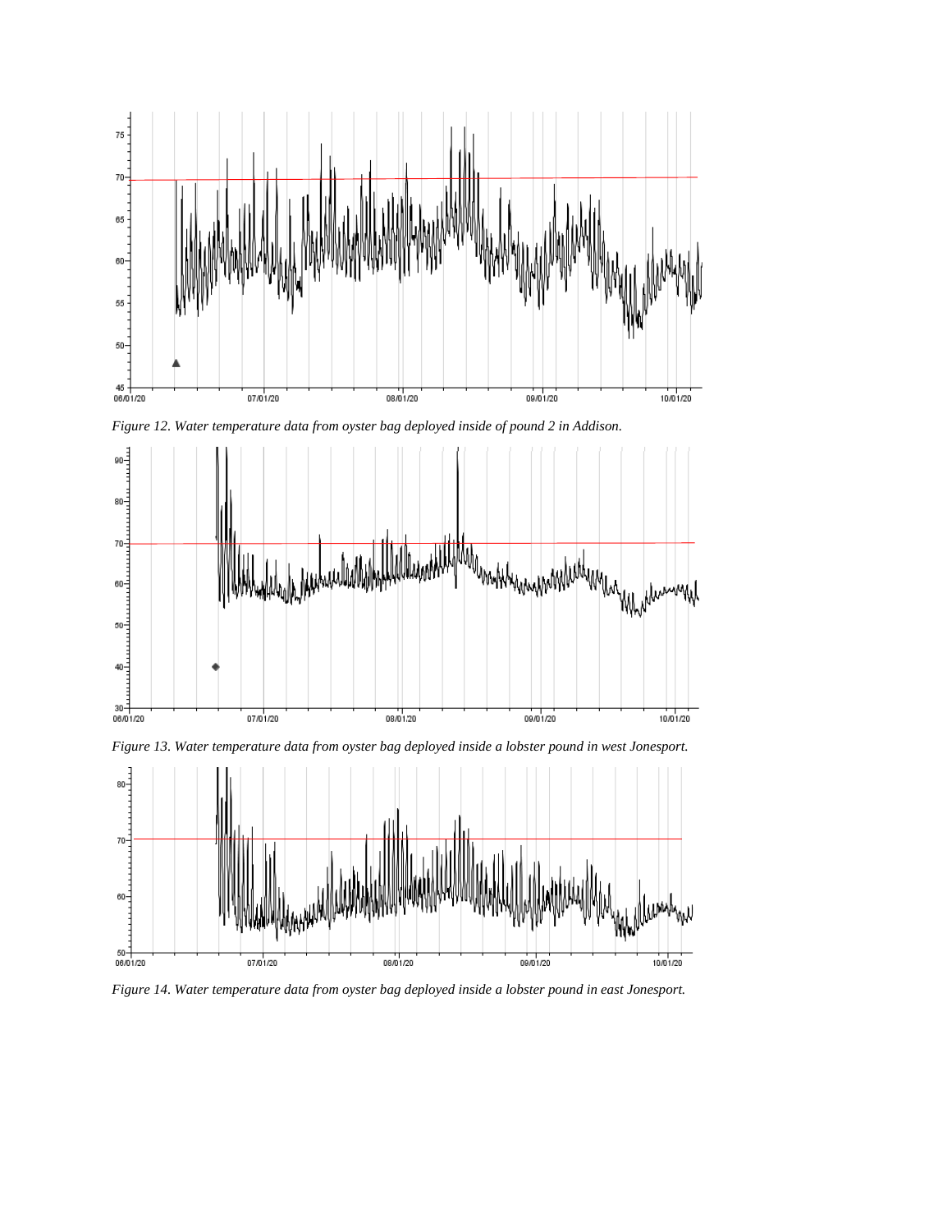*Figure 12. Water temperature data from oyster bag deployed inside of pound 2 in Addison.*

*Figure 13. Water temperature data from oyster bag deployed inside a lobster pound in west Jonesport.*

*Figure 14. Water temperature data from oyster bag deployed inside a lobster pound in east Jonesport.*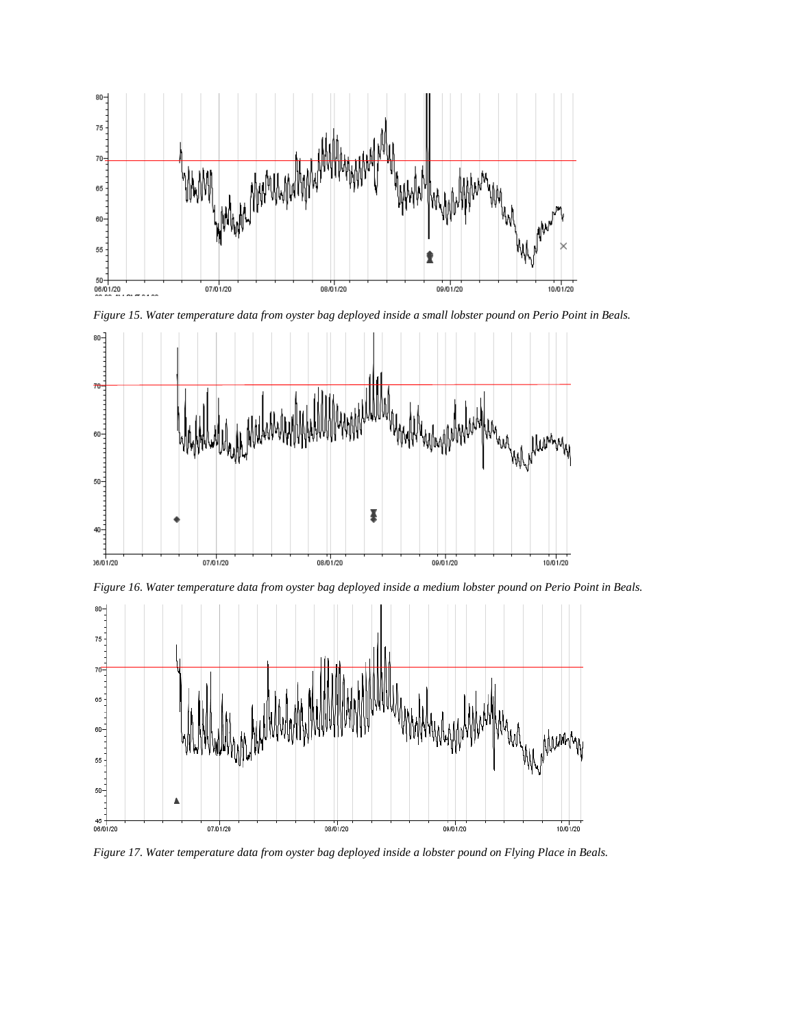Figure 15. Water temperature data from oyster bag deployed inside a small lobster pound on Perio Point in Beals.

Figure 16. Water temperature data from oyster bag deployed inside a medium lobster pound on Perio Point in Beals.

Figure 17. Water temperature data from oyster bag deployed inside a lobster pound on Flying Place in Beals.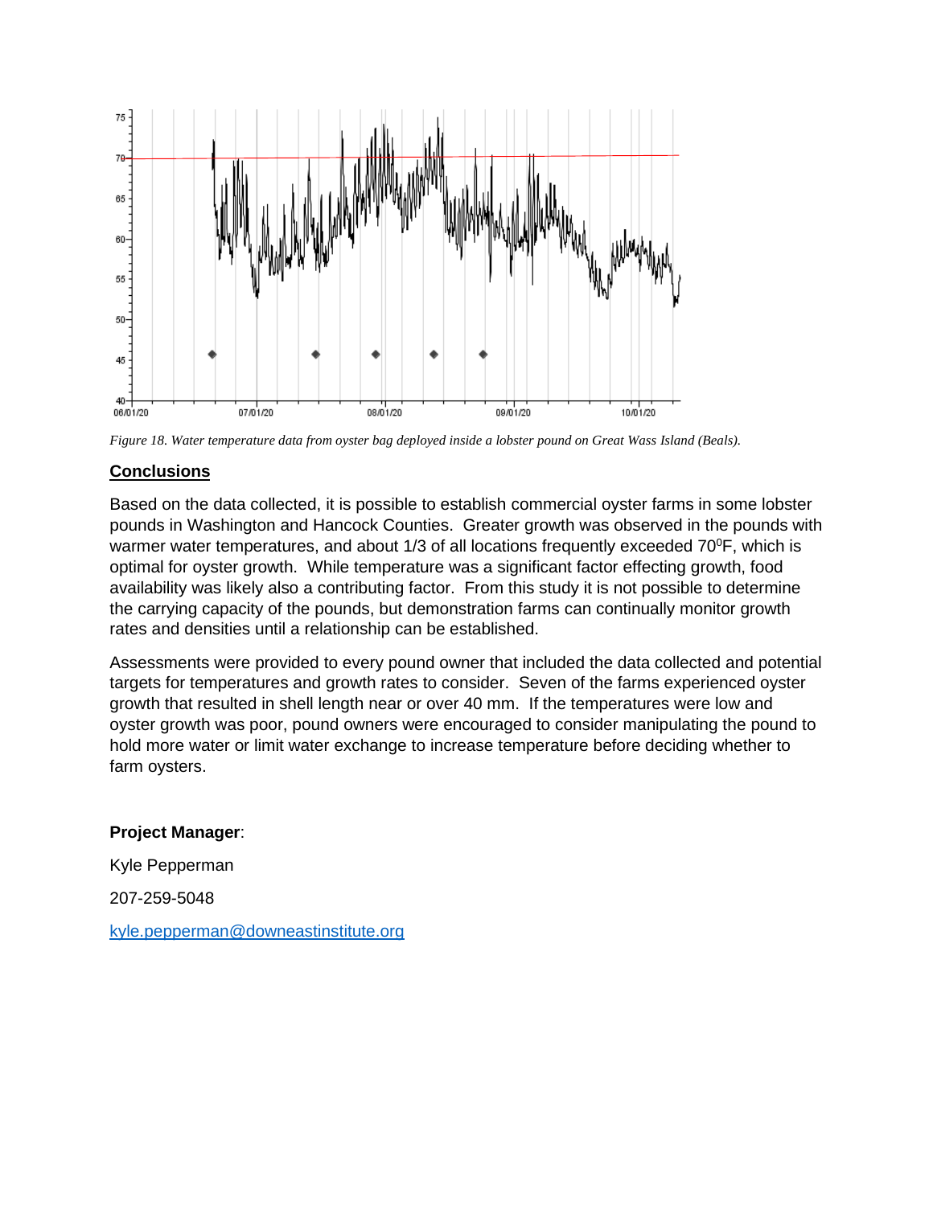75
70
65
60
55
50
45
40
06/01/20
07/01/20
08/01/20
09/01/20
10/01/20

*Figure 18. Water temperature data from oyster bag deployed inside a lobster pound on Great Wass Island (Beals).*

## Conclusions

Based on the data collected, it is possible to establish commercial oyster farms in some lobster pounds in Washington and Hancock Counties. Greater growth was observed in the pounds with warmer water temperatures, and about 1/3 of all locations frequently exceeded $70^0$F, which is optimal for oyster growth. While temperature was a significant factor effecting growth, food availability was likely also a contributing factor. From this study it is not possible to determine the carrying capacity of the pounds, but demonstration farms can continually monitor growth rates and densities until a relationship can be established.

Assessments were provided to every pound owner that included the data collected and potential targets for temperatures and growth rates to consider. Seven of the farms experienced oyster growth that resulted in shell length near or over 40 mm. If the temperatures were low and oyster growth was poor, pound owners were encouraged to consider manipulating the pound to hold more water or limit water exchange to increase temperature before deciding whether to farm oysters.

**Project Manager**:

Kyle Pepperman

207-259-5048

kyle.pepperman@downeastinstitute.org